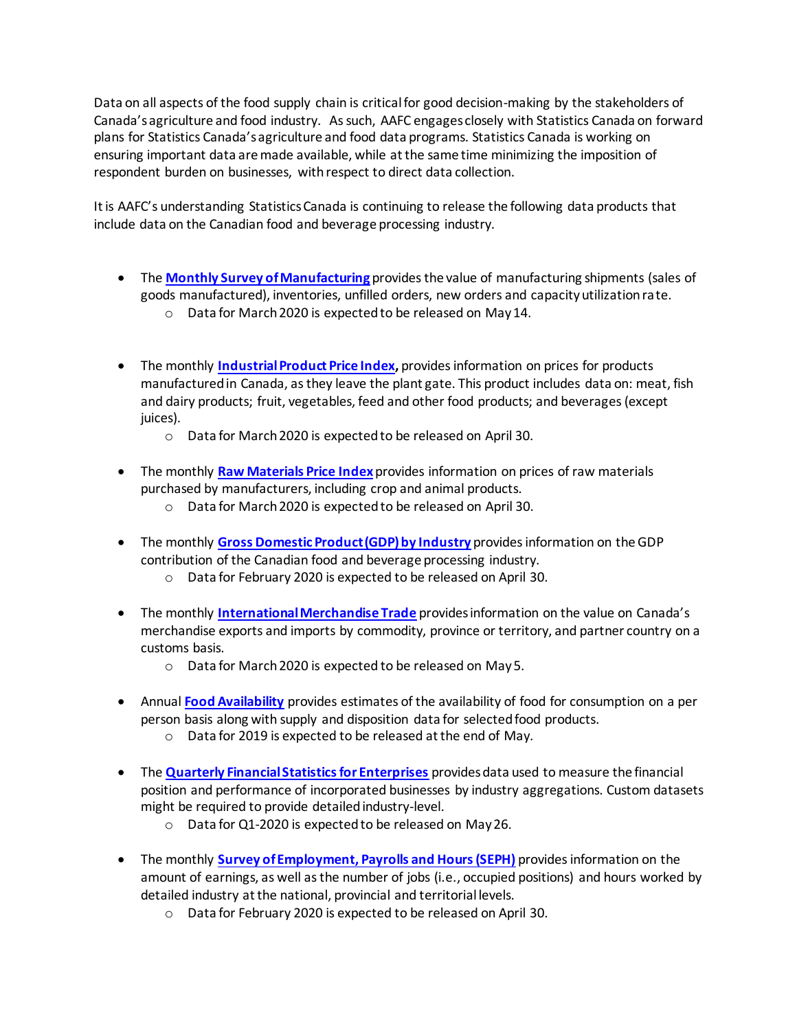Data on all aspects of the food supply chain is critical for good decision-making by the stakeholders of Canada's agriculture and food industry. As such, AAFC engages closely with Statistics Canada on forward plans for Statistics Canada's agriculture and food data programs. Statistics Canada is working on ensuring important data are made available, while at the same time minimizing the imposition of respondent burden on businesses, with respect to direct data collection.

It is AAFC's understanding Statistics Canada is continuing to release the following data products that include data on the Canadian food and beverage processing industry.

- The **Monthly Survey of Manufacturing** provides the value of manufacturing shipments (sales of goods manufactured), inventories, unfilled orders, new orders and capacity utilization rate.
  - Data for March 2020 is expected to be released on May 14.

- The monthly **Industrial Product Price Index,** provides information on prices for products manufactured in Canada, as they leave the plant gate. This product includes data on: meat, fish and dairy products; fruit, vegetables, feed and other food products; and beverages (except juices).
  - Data for March 2020 is expected to be released on April 30.

- The monthly **Raw Materials Price Index** provides information on prices of raw materials purchased by manufacturers, including crop and animal products.
  - Data for March 2020 is expected to be released on April 30.

- The monthly **Gross Domestic Product (GDP) by Industry** provides information on the GDP contribution of the Canadian food and beverage processing industry.
  - Data for February 2020 is expected to be released on April 30.

- The monthly **International Merchandise Trade** provides information on the value on Canada's merchandise exports and imports by commodity, province or territory, and partner country on a customs basis.
  - Data for March 2020 is expected to be released on May 5.

- Annual **Food Availability** provides estimates of the availability of food for consumption on a per person basis along with supply and disposition data for selected food products.
  - Data for 2019 is expected to be released at the end of May.

- The **Quarterly Financial Statistics for Enterprises** provides data used to measure the financial position and performance of incorporated businesses by industry aggregations. Custom datasets might be required to provide detailed industry-level.
  - Data for Q1-2020 is expected to be released on May 26.

- The monthly **Survey of Employment, Payrolls and Hours (SEPH)** provides information on the amount of earnings, as well as the number of jobs (i.e., occupied positions) and hours worked by detailed industry at the national, provincial and territorial levels.
  - Data for February 2020 is expected to be released on April 30.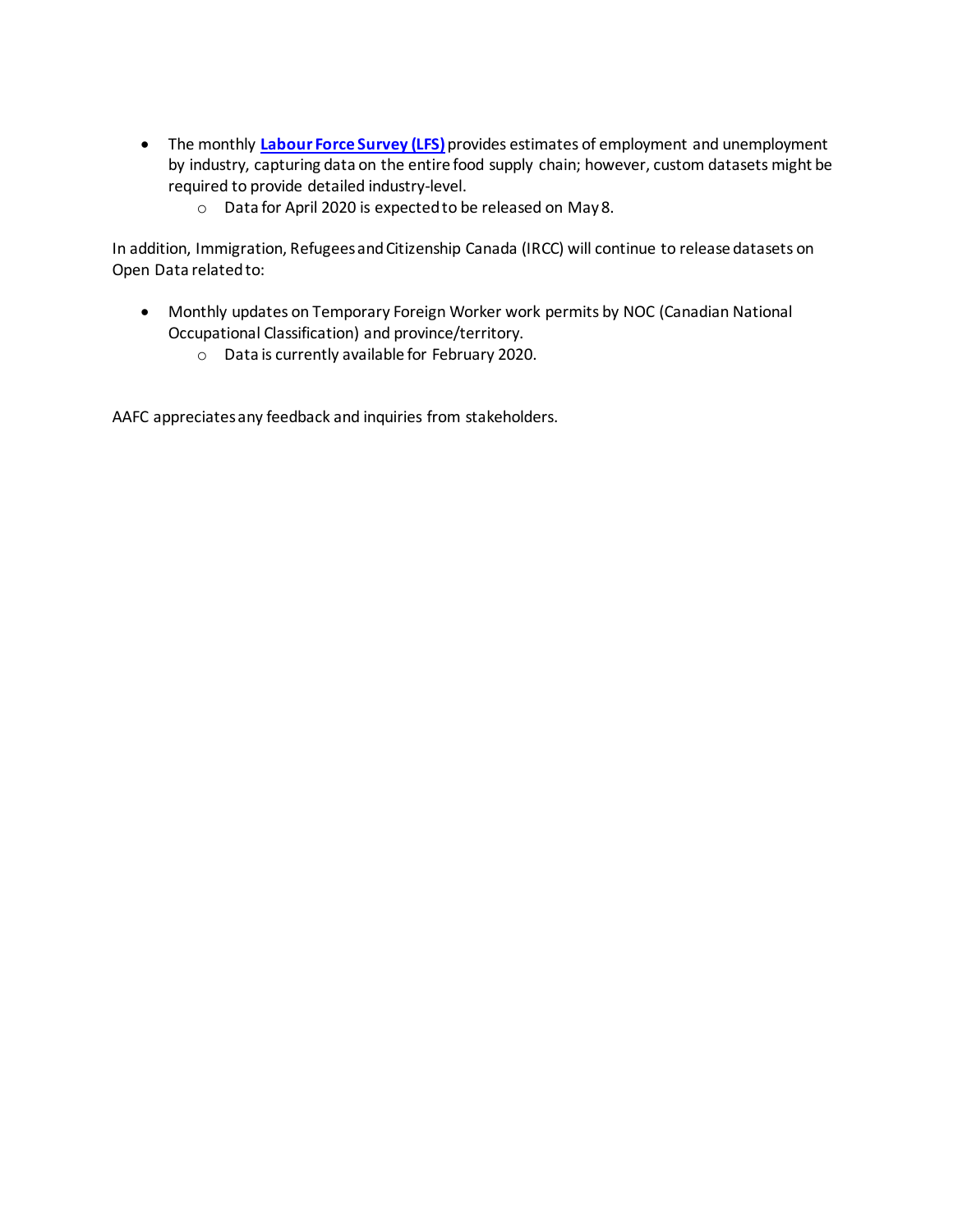- The monthly **Labour Force Survey (LFS)** provides estimates of employment and unemployment by industry, capturing data on the entire food supply chain; however, custom datasets might be required to provide detailed industry-level.
  - Data for April 2020 is expected to be released on May 8.

In addition, Immigration, Refugees and Citizenship Canada (IRCC) will continue to release datasets on Open Data related to:

- Monthly updates on Temporary Foreign Worker work permits by NOC (Canadian National Occupational Classification) and province/territory.
  - Data is currently available for February 2020.

AAFC appreciates any feedback and inquiries from stakeholders.